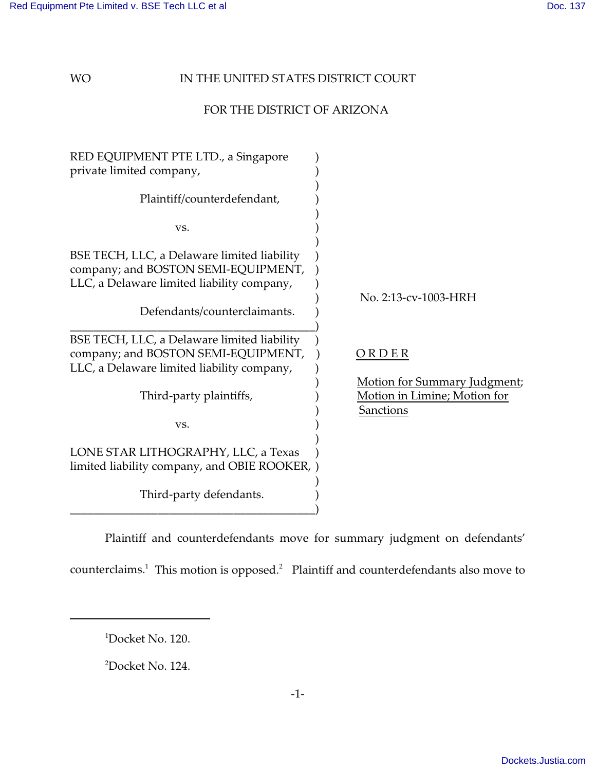WO

IN THE UNITED STATES DISTRICT COURT

FOR THE DISTRICT OF ARIZONA

RED EQUIPMENT PTE LTD., a Singapore private limited company,

Plaintiff/counterdefendant,

vs.

BSE TECH, LLC, a Delaware limited liability company; and BOSTON SEMI-EQUIPMENT, LLC, a Delaware limited liability company,

Defendants/counterclaimants.

---

BSE TECH, LLC, a Delaware limited liability company; and BOSTON SEMI-EQUIPMENT, LLC, a Delaware limited liability company,

Third-party plaintiffs,

vs.

LONE STAR LITHOGRAPHY, LLC, a Texas limited liability company, and OBIE ROOKER,

Third-party defendants.

---

No. 2:13-cv-1003-HRH

O R D E R

Motion for Summary Judgment; Motion in Limine; Motion for Sanctions

Plaintiff and counterdefendants move for summary judgment on defendants' counterclaims.[1] This motion is opposed.[2] Plaintiff and counterdefendants also move to

---

[1]Docket No. 120.

[2]Docket No. 124.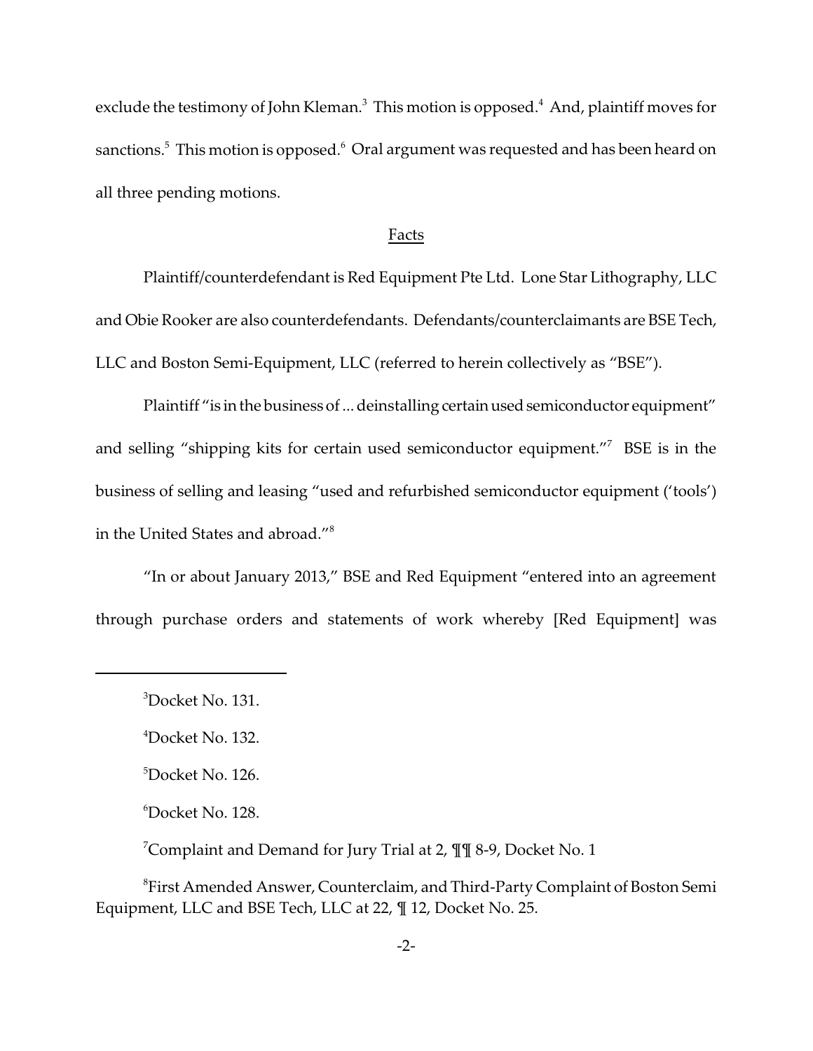exclude the testimony of John Kleman.[3] This motion is opposed.[4] And, plaintiff moves for sanctions.[5] This motion is opposed.[6] Oral argument was requested and has been heard on all three pending motions.

## Facts

Plaintiff/counterdefendant is Red Equipment Pte Ltd. Lone Star Lithography, LLC and Obie Rooker are also counterdefendants. Defendants/counterclaimants are BSE Tech, LLC and Boston Semi-Equipment, LLC (referred to herein collectively as "BSE").

Plaintiff "is in the business of ... deinstalling certain used semiconductor equipment" and selling "shipping kits for certain used semiconductor equipment."[7] BSE is in the business of selling and leasing "used and refurbished semiconductor equipment ('tools') in the United States and abroad."[8]

"In or about January 2013," BSE and Red Equipment "entered into an agreement through purchase orders and statements of work whereby [Red Equipment] was

---

[3]Docket No. 131.

[4]Docket No. 132.

[5]Docket No. 126.

[6]Docket No. 128.

[7]Complaint and Demand for Jury Trial at 2, ¶¶ 8-9, Docket No. 1

[8]First Amended Answer, Counterclaim, and Third-Party Complaint of Boston Semi Equipment, LLC and BSE Tech, LLC at 22, ¶ 12, Docket No. 25.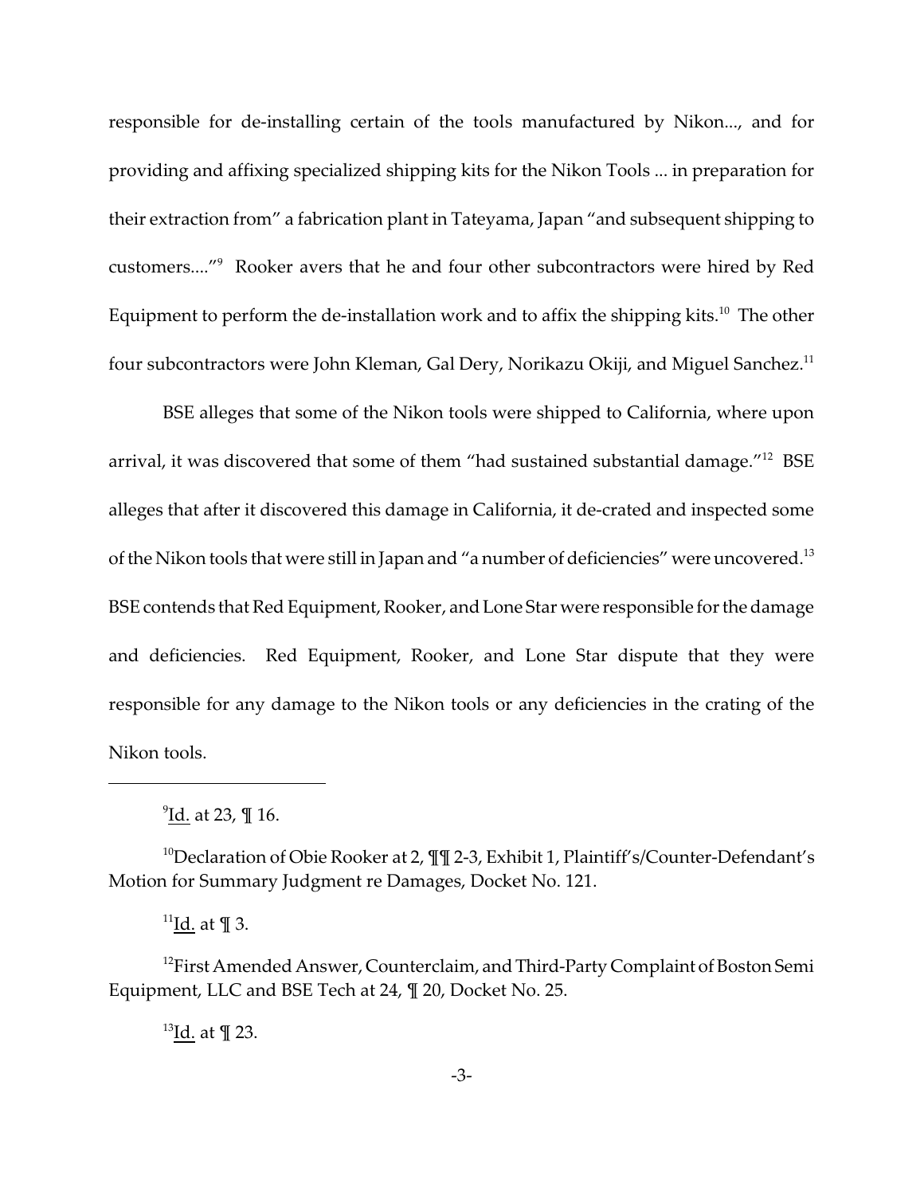responsible for de-installing certain of the tools manufactured by Nikon..., and for providing and affixing specialized shipping kits for the Nikon Tools ... in preparation for their extraction from" a fabrication plant in Tateyama, Japan "and subsequent shipping to customers...."[9] Rooker avers that he and four other subcontractors were hired by Red Equipment to perform the de-installation work and to affix the shipping kits.[10] The other four subcontractors were John Kleman, Gal Dery, Norikazu Okiji, and Miguel Sanchez.[11]

BSE alleges that some of the Nikon tools were shipped to California, where upon arrival, it was discovered that some of them "had sustained substantial damage."[12] BSE alleges that after it discovered this damage in California, it de-crated and inspected some of the Nikon tools that were still in Japan and "a number of deficiencies" were uncovered.[13] BSE contends that Red Equipment, Rooker, and Lone Star were responsible for the damage and deficiencies. Red Equipment, Rooker, and Lone Star dispute that they were responsible for any damage to the Nikon tools or any deficiencies in the crating of the Nikon tools.

---

[9] Id. at 23, ¶ 16.

[10] Declaration of Obie Rooker at 2, ¶¶ 2-3, Exhibit 1, Plaintiff's/Counter-Defendant's Motion for Summary Judgment re Damages, Docket No. 121.

[11] Id. at ¶ 3.

[12] First Amended Answer, Counterclaim, and Third-Party Complaint of Boston Semi Equipment, LLC and BSE Tech at 24, ¶ 20, Docket No. 25.

[13] Id. at ¶ 23.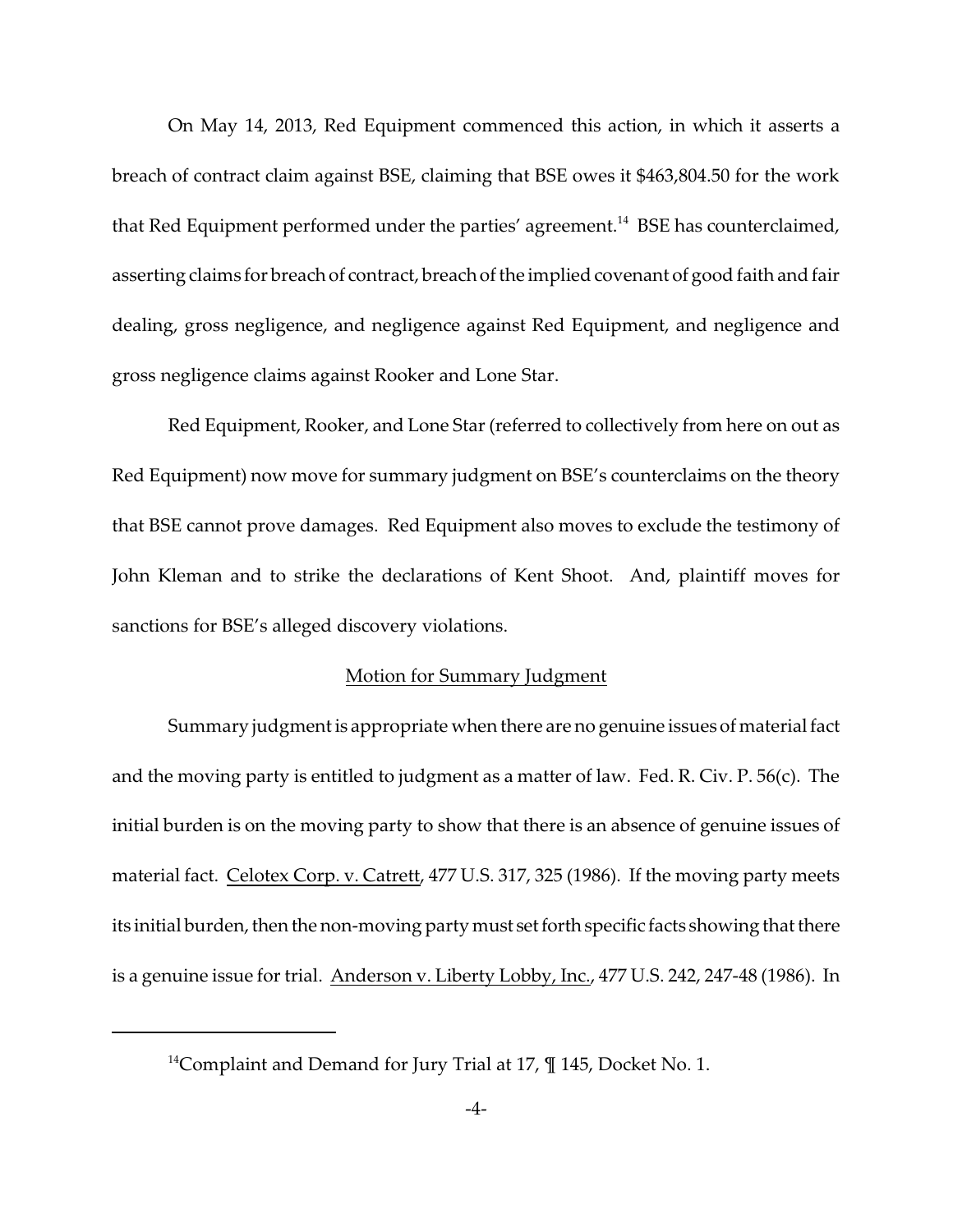On May 14, 2013, Red Equipment commenced this action, in which it asserts a breach of contract claim against BSE, claiming that BSE owes it $463,804.50 for the work that Red Equipment performed under the parties' agreement.[14] BSE has counterclaimed, asserting claims for breach of contract, breach of the implied covenant of good faith and fair dealing, gross negligence, and negligence against Red Equipment, and negligence and gross negligence claims against Rooker and Lone Star.

Red Equipment, Rooker, and Lone Star (referred to collectively from here on out as Red Equipment) now move for summary judgment on BSE's counterclaims on the theory that BSE cannot prove damages. Red Equipment also moves to exclude the testimony of John Kleman and to strike the declarations of Kent Shoot. And, plaintiff moves for sanctions for BSE's alleged discovery violations.

## Motion for Summary Judgment

Summary judgment is appropriate when there are no genuine issues of material fact and the moving party is entitled to judgment as a matter of law. Fed. R. Civ. P. 56(c). The initial burden is on the moving party to show that there is an absence of genuine issues of material fact. Celotex Corp. v. Catrett, 477 U.S. 317, 325 (1986). If the moving party meets its initial burden, then the non-moving party must set forth specific facts showing that there is a genuine issue for trial. Anderson v. Liberty Lobby, Inc., 477 U.S. 242, 247-48 (1986). In

---

[14] Complaint and Demand for Jury Trial at 17, ¶ 145, Docket No. 1.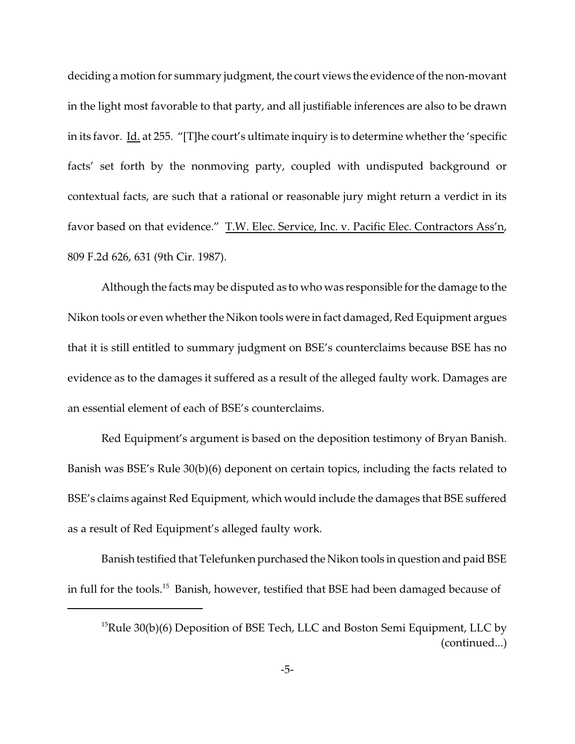deciding a motion for summary judgment, the court views the evidence of the non-movant in the light most favorable to that party, and all justifiable inferences are also to be drawn in its favor. Id. at 255. "[T]he court's ultimate inquiry is to determine whether the 'specific facts' set forth by the nonmoving party, coupled with undisputed background or contextual facts, are such that a rational or reasonable jury might return a verdict in its favor based on that evidence." T.W. Elec. Service, Inc. v. Pacific Elec. Contractors Ass'n, 809 F.2d 626, 631 (9th Cir. 1987).

Although the facts may be disputed as to who was responsible for the damage to the Nikon tools or even whether the Nikon tools were in fact damaged, Red Equipment argues that it is still entitled to summary judgment on BSE's counterclaims because BSE has no evidence as to the damages it suffered as a result of the alleged faulty work. Damages are an essential element of each of BSE's counterclaims.

Red Equipment's argument is based on the deposition testimony of Bryan Banish. Banish was BSE's Rule 30(b)(6) deponent on certain topics, including the facts related to BSE's claims against Red Equipment, which would include the damages that BSE suffered as a result of Red Equipment's alleged faulty work.

Banish testified that Telefunken purchased the Nikon tools in question and paid BSE in full for the tools.[15] Banish, however, testified that BSE had been damaged because of

---

[15] Rule 30(b)(6) Deposition of BSE Tech, LLC and Boston Semi Equipment, LLC by (continued...)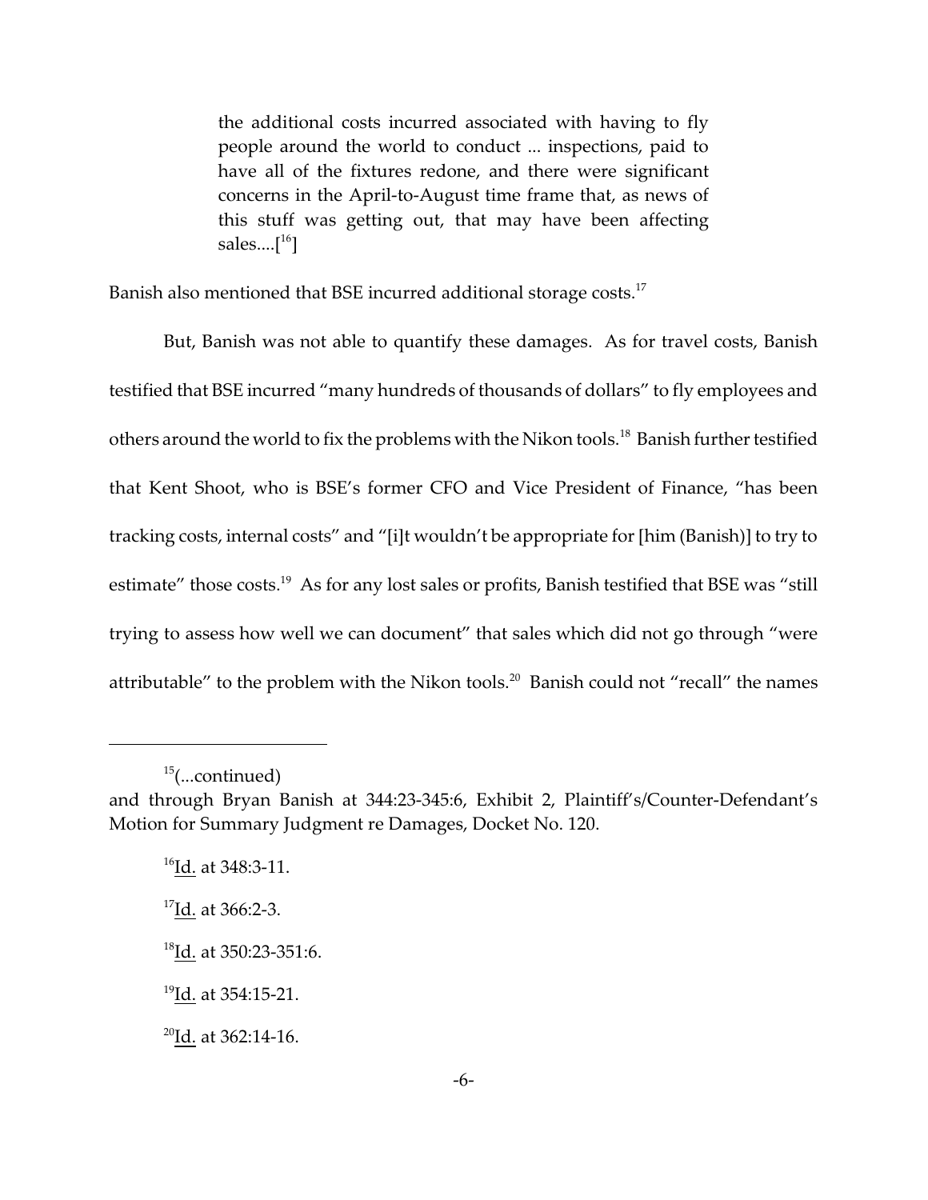> the additional costs incurred associated with having to fly people around the world to conduct ... inspections, paid to have all of the fixtures redone, and there were significant concerns in the April-to-August time frame that, as news of this stuff was getting out, that may have been affecting sales....[16]

Banish also mentioned that BSE incurred additional storage costs.[17]

But, Banish was not able to quantify these damages. As for travel costs, Banish testified that BSE incurred "many hundreds of thousands of dollars" to fly employees and others around the world to fix the problems with the Nikon tools.[18] Banish further testified that Kent Shoot, who is BSE's former CFO and Vice President of Finance, "has been tracking costs, internal costs" and "[i]t wouldn't be appropriate for [him (Banish)] to try to estimate" those costs.[19] As for any lost sales or profits, Banish testified that BSE was "still trying to assess how well we can document" that sales which did not go through "were attributable" to the problem with the Nikon tools.[20] Banish could not "recall" the names

---

[15](...continued) and through Bryan Banish at 344:23-345:6, Exhibit 2, Plaintiff's/Counter-Defendant's Motion for Summary Judgment re Damages, Docket No. 120.

[16]Id. at 348:3-11.

[17]Id. at 366:2-3.

[18]Id. at 350:23-351:6.

[19]Id. at 354:15-21.

[20]Id. at 362:14-16.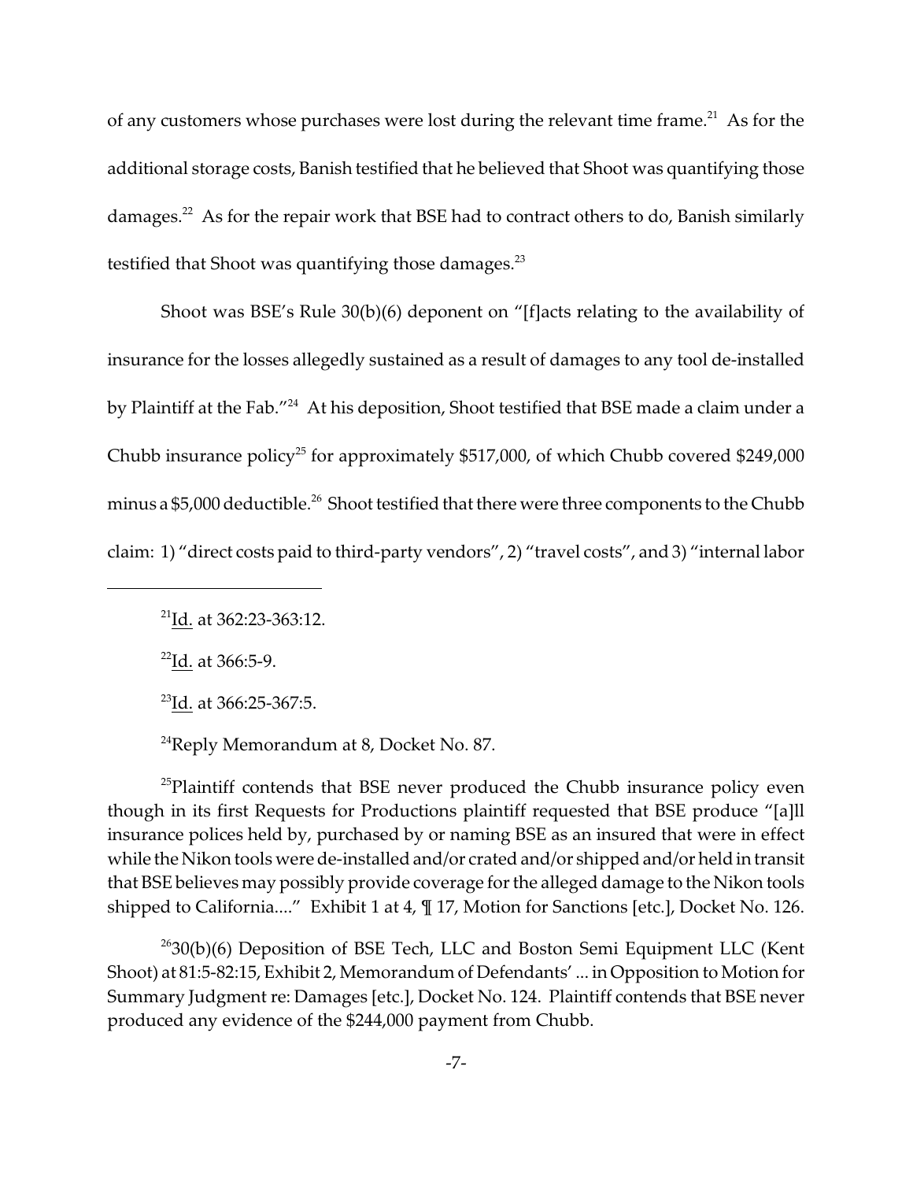of any customers whose purchases were lost during the relevant time frame.[21] As for the additional storage costs, Banish testified that he believed that Shoot was quantifying those damages.[22] As for the repair work that BSE had to contract others to do, Banish similarly testified that Shoot was quantifying those damages.[23]

Shoot was BSE's Rule 30(b)(6) deponent on "[f]acts relating to the availability of insurance for the losses allegedly sustained as a result of damages to any tool de-installed by Plaintiff at the Fab."[24] At his deposition, Shoot testified that BSE made a claim under a Chubb insurance policy[25] for approximately $517,000, of which Chubb covered $249,000 minus a $5,000 deductible.[26] Shoot testified that there were three components to the Chubb claim: 1) "direct costs paid to third-party vendors", 2) "travel costs", and 3) "internal labor

---

[21] Id. at 362:23-363:12.

[22] Id. at 366:5-9.

[23] Id. at 366:25-367:5.

[24] Reply Memorandum at 8, Docket No. 87.

[25] Plaintiff contends that BSE never produced the Chubb insurance policy even though in its first Requests for Productions plaintiff requested that BSE produce "[a]ll insurance polices held by, purchased by or naming BSE as an insured that were in effect while the Nikon tools were de-installed and/or crated and/or shipped and/or held in transit that BSE believes may possibly provide coverage for the alleged damage to the Nikon tools shipped to California...." Exhibit 1 at 4, ¶ 17, Motion for Sanctions [etc.], Docket No. 126.

[26] 30(b)(6) Deposition of BSE Tech, LLC and Boston Semi Equipment LLC (Kent Shoot) at 81:5-82:15, Exhibit 2, Memorandum of Defendants' ... in Opposition to Motion for Summary Judgment re: Damages [etc.], Docket No. 124. Plaintiff contends that BSE never produced any evidence of the $244,000 payment from Chubb.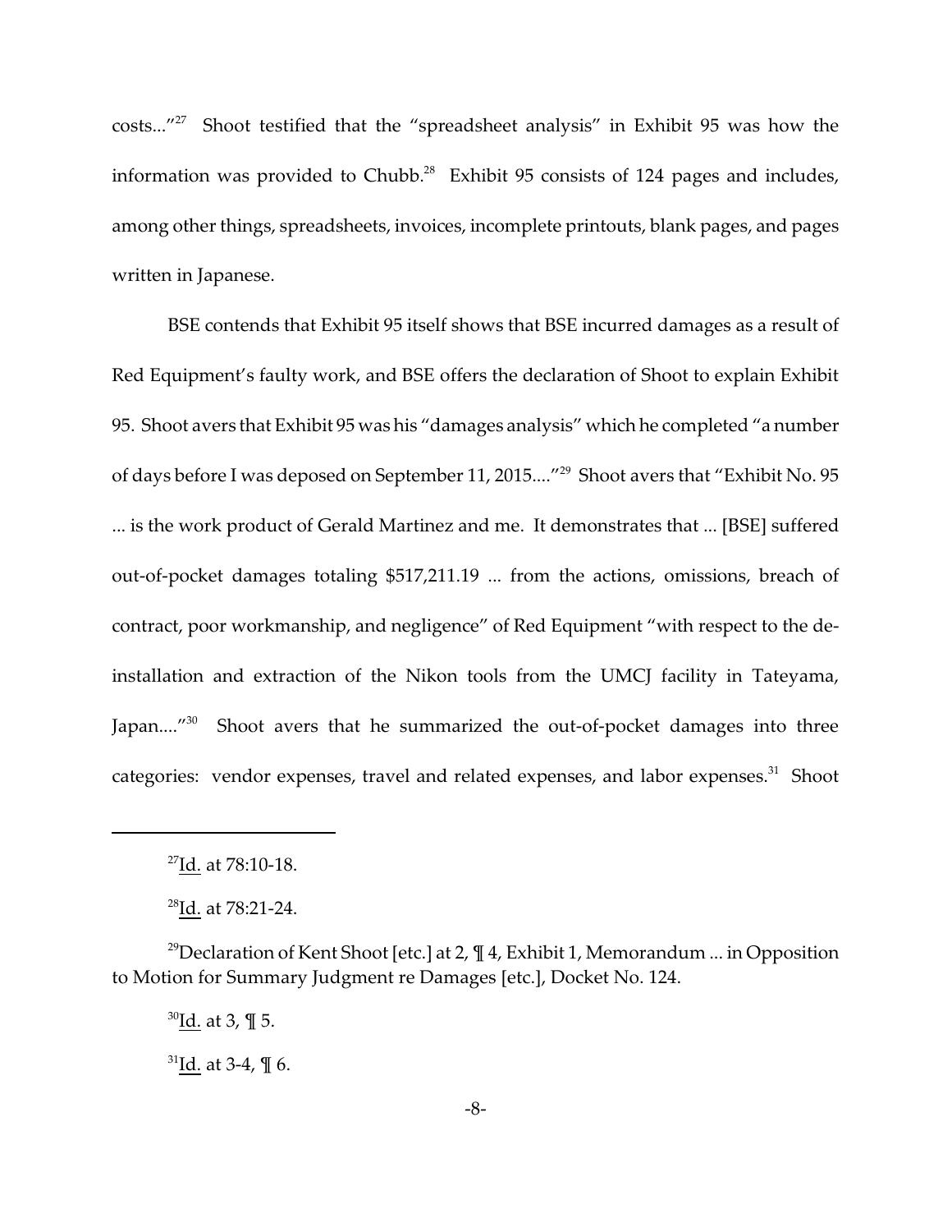costs..."[27] Shoot testified that the "spreadsheet analysis" in Exhibit 95 was how the information was provided to Chubb.[28] Exhibit 95 consists of 124 pages and includes, among other things, spreadsheets, invoices, incomplete printouts, blank pages, and pages written in Japanese.

BSE contends that Exhibit 95 itself shows that BSE incurred damages as a result of Red Equipment's faulty work, and BSE offers the declaration of Shoot to explain Exhibit 95. Shoot avers that Exhibit 95 was his "damages analysis" which he completed "a number of days before I was deposed on September 11, 2015...."[29] Shoot avers that "Exhibit No. 95 ... is the work product of Gerald Martinez and me. It demonstrates that ... [BSE] suffered out-of-pocket damages totaling $517,211.19 ... from the actions, omissions, breach of contract, poor workmanship, and negligence" of Red Equipment "with respect to the de-installation and extraction of the Nikon tools from the UMCJ facility in Tateyama, Japan...."[30] Shoot avers that he summarized the out-of-pocket damages into three categories: vendor expenses, travel and related expenses, and labor expenses.[31] Shoot

---

[27] Id. at 78:10-18.

[28] Id. at 78:21-24.

[29] Declaration of Kent Shoot [etc.] at 2, ¶ 4, Exhibit 1, Memorandum ... in Opposition to Motion for Summary Judgment re Damages [etc.], Docket No. 124.

[30] Id. at 3, ¶ 5.

[31] Id. at 3-4, ¶ 6.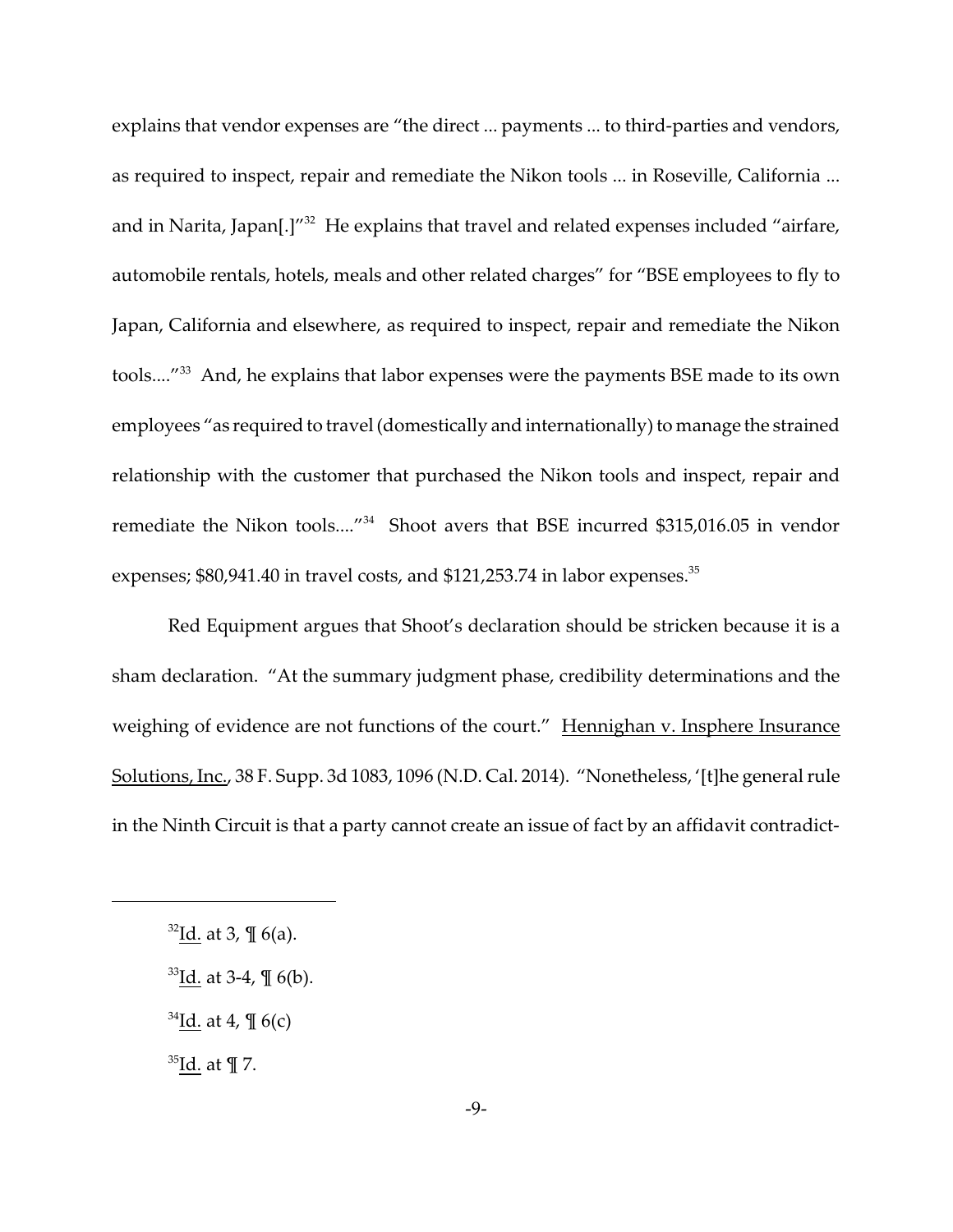explains that vendor expenses are "the direct ... payments ... to third-parties and vendors, as required to inspect, repair and remediate the Nikon tools ... in Roseville, California ... and in Narita, Japan[.]"[32] He explains that travel and related expenses included "airfare, automobile rentals, hotels, meals and other related charges" for "BSE employees to fly to Japan, California and elsewhere, as required to inspect, repair and remediate the Nikon tools...."[33] And, he explains that labor expenses were the payments BSE made to its own employees "as required to travel (domestically and internationally) to manage the strained relationship with the customer that purchased the Nikon tools and inspect, repair and remediate the Nikon tools...."[34] Shoot avers that BSE incurred $315,016.05 in vendor expenses; $80,941.40 in travel costs, and $121,253.74 in labor expenses.[35]

Red Equipment argues that Shoot's declaration should be stricken because it is a sham declaration. "At the summary judgment phase, credibility determinations and the weighing of evidence are not functions of the court." Hennighan v. Insphere Insurance Solutions, Inc., 38 F. Supp. 3d 1083, 1096 (N.D. Cal. 2014). "Nonetheless, '[t]he general rule in the Ninth Circuit is that a party cannot create an issue of fact by an affidavit contradict-

---

[32]Id. at 3, ¶ 6(a).

[33]Id. at 3-4, ¶ 6(b).

[34]Id. at 4, ¶ 6(c)

[35]Id. at ¶ 7.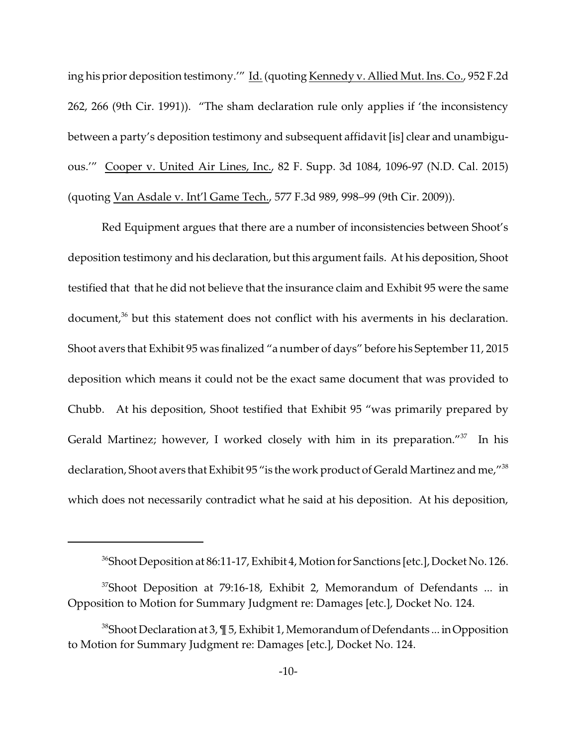ing his prior deposition testimony.'" Id. (quoting Kennedy v. Allied Mut. Ins. Co., 952 F.2d 262, 266 (9th Cir. 1991)). "The sham declaration rule only applies if 'the inconsistency between a party's deposition testimony and subsequent affidavit [is] clear and unambiguous.'" Cooper v. United Air Lines, Inc., 82 F. Supp. 3d 1084, 1096-97 (N.D. Cal. 2015) (quoting Van Asdale v. Int'l Game Tech., 577 F.3d 989, 998–99 (9th Cir. 2009)).

Red Equipment argues that there are a number of inconsistencies between Shoot's deposition testimony and his declaration, but this argument fails. At his deposition, Shoot testified that that he did not believe that the insurance claim and Exhibit 95 were the same document,[36] but this statement does not conflict with his averments in his declaration. Shoot avers that Exhibit 95 was finalized "a number of days" before his September 11, 2015 deposition which means it could not be the exact same document that was provided to Chubb. At his deposition, Shoot testified that Exhibit 95 "was primarily prepared by Gerald Martinez; however, I worked closely with him in its preparation."[37] In his declaration, Shoot avers that Exhibit 95 "is the work product of Gerald Martinez and me,"[38] which does not necessarily contradict what he said at his deposition. At his deposition,

---

[36]Shoot Deposition at 86:11-17, Exhibit 4, Motion for Sanctions [etc.], Docket No. 126.

[37]Shoot Deposition at 79:16-18, Exhibit 2, Memorandum of Defendants ... in Opposition to Motion for Summary Judgment re: Damages [etc.], Docket No. 124.

[38]Shoot Declaration at 3, ¶ 5, Exhibit 1, Memorandum of Defendants ... in Opposition to Motion for Summary Judgment re: Damages [etc.], Docket No. 124.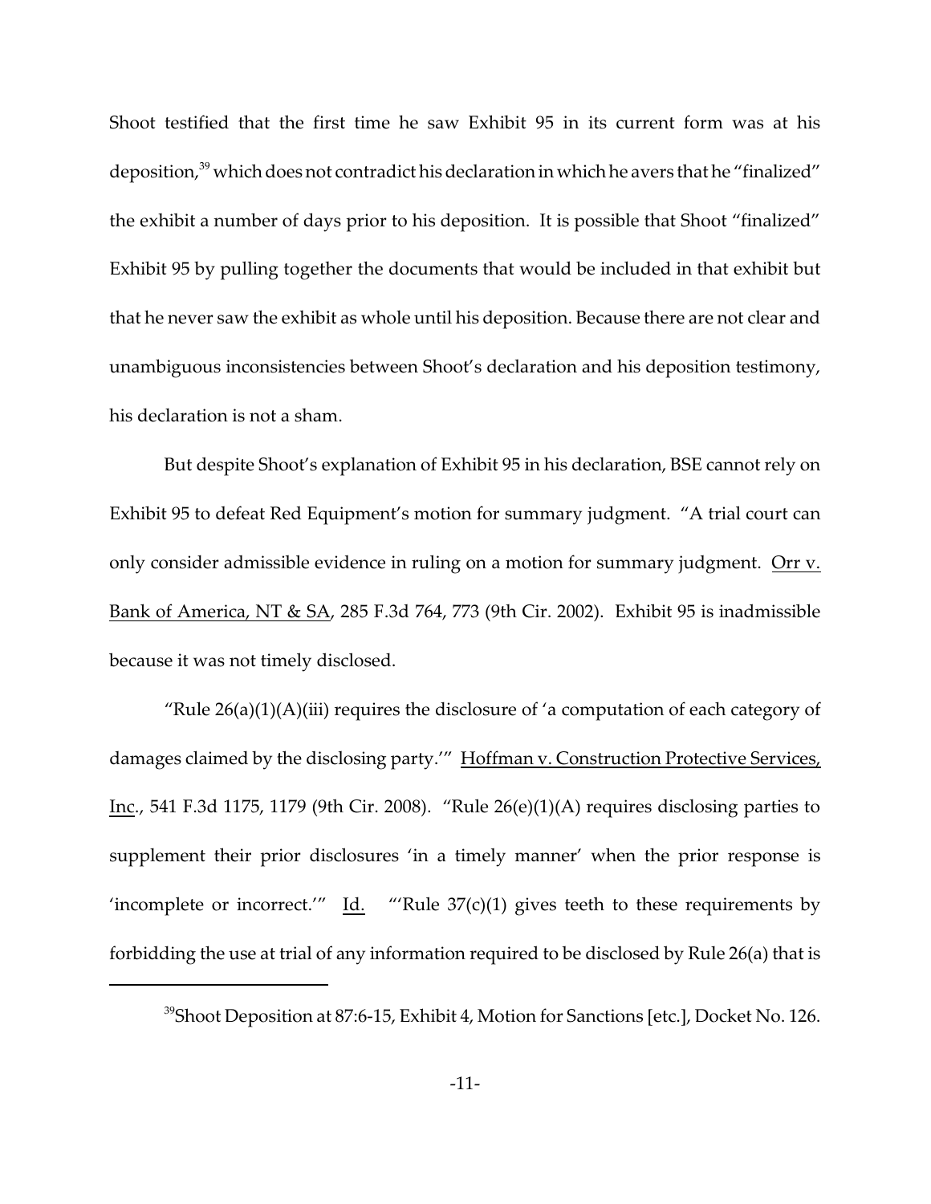Shoot testified that the first time he saw Exhibit 95 in its current form was at his deposition,[39] which does not contradict his declaration in which he avers that he "finalized" the exhibit a number of days prior to his deposition. It is possible that Shoot "finalized" Exhibit 95 by pulling together the documents that would be included in that exhibit but that he never saw the exhibit as whole until his deposition. Because there are not clear and unambiguous inconsistencies between Shoot's declaration and his deposition testimony, his declaration is not a sham.

But despite Shoot's explanation of Exhibit 95 in his declaration, BSE cannot rely on Exhibit 95 to defeat Red Equipment's motion for summary judgment. "A trial court can only consider admissible evidence in ruling on a motion for summary judgment. Orr v. Bank of America, NT & SA, 285 F.3d 764, 773 (9th Cir. 2002). Exhibit 95 is inadmissible because it was not timely disclosed.

"Rule 26(a)(1)(A)(iii) requires the disclosure of 'a computation of each category of damages claimed by the disclosing party.'" Hoffman v. Construction Protective Services, Inc., 541 F.3d 1175, 1179 (9th Cir. 2008). "Rule 26(e)(1)(A) requires disclosing parties to supplement their prior disclosures 'in a timely manner' when the prior response is 'incomplete or incorrect.'" Id. "'Rule 37(c)(1) gives teeth to these requirements by forbidding the use at trial of any information required to be disclosed by Rule 26(a) that is

[39] Shoot Deposition at 87:6-15, Exhibit 4, Motion for Sanctions [etc.], Docket No. 126.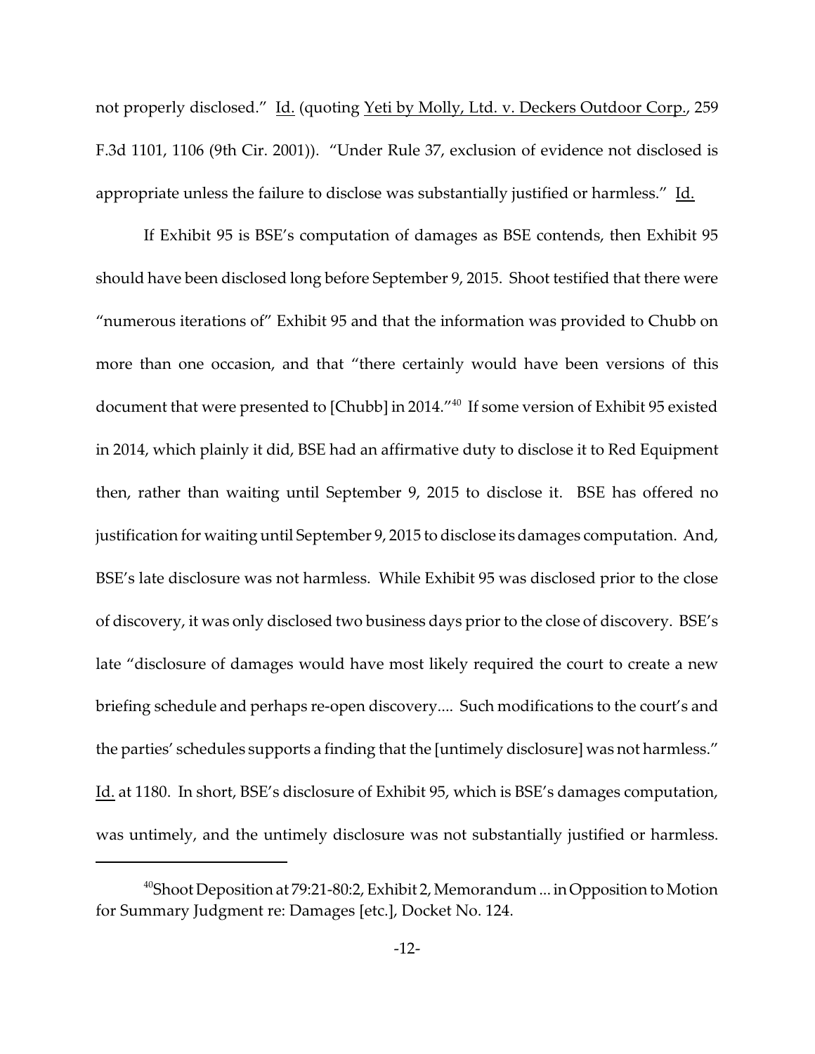not properly disclosed." Id. (quoting Yeti by Molly, Ltd. v. Deckers Outdoor Corp., 259 F.3d 1101, 1106 (9th Cir. 2001)). "Under Rule 37, exclusion of evidence not disclosed is appropriate unless the failure to disclose was substantially justified or harmless." Id.

If Exhibit 95 is BSE's computation of damages as BSE contends, then Exhibit 95 should have been disclosed long before September 9, 2015. Shoot testified that there were "numerous iterations of" Exhibit 95 and that the information was provided to Chubb on more than one occasion, and that "there certainly would have been versions of this document that were presented to [Chubb] in 2014."[40] If some version of Exhibit 95 existed in 2014, which plainly it did, BSE had an affirmative duty to disclose it to Red Equipment then, rather than waiting until September 9, 2015 to disclose it. BSE has offered no justification for waiting until September 9, 2015 to disclose its damages computation. And, BSE's late disclosure was not harmless. While Exhibit 95 was disclosed prior to the close of discovery, it was only disclosed two business days prior to the close of discovery. BSE's late "disclosure of damages would have most likely required the court to create a new briefing schedule and perhaps re-open discovery.... Such modifications to the court's and the parties' schedules supports a finding that the [untimely disclosure] was not harmless." Id. at 1180. In short, BSE's disclosure of Exhibit 95, which is BSE's damages computation, was untimely, and the untimely disclosure was not substantially justified or harmless.

---

[40] Shoot Deposition at 79:21-80:2, Exhibit 2, Memorandum ... in Opposition to Motion for Summary Judgment re: Damages [etc.], Docket No. 124.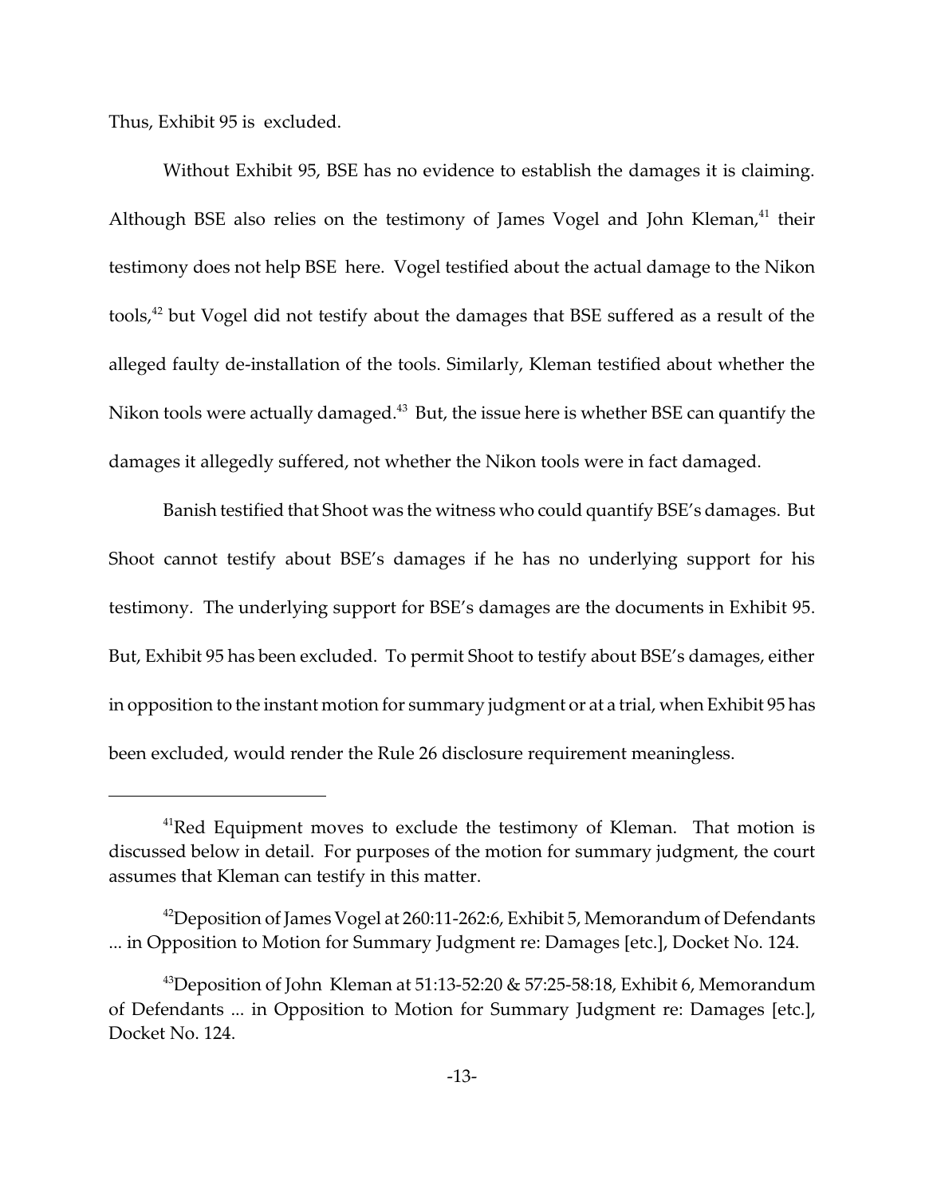Thus, Exhibit 95 is excluded.

Without Exhibit 95, BSE has no evidence to establish the damages it is claiming. Although BSE also relies on the testimony of James Vogel and John Kleman,[41] their testimony does not help BSE here. Vogel testified about the actual damage to the Nikon tools,[42] but Vogel did not testify about the damages that BSE suffered as a result of the alleged faulty de-installation of the tools. Similarly, Kleman testified about whether the Nikon tools were actually damaged.[43] But, the issue here is whether BSE can quantify the damages it allegedly suffered, not whether the Nikon tools were in fact damaged.

Banish testified that Shoot was the witness who could quantify BSE's damages. But Shoot cannot testify about BSE's damages if he has no underlying support for his testimony. The underlying support for BSE's damages are the documents in Exhibit 95. But, Exhibit 95 has been excluded. To permit Shoot to testify about BSE's damages, either in opposition to the instant motion for summary judgment or at a trial, when Exhibit 95 has been excluded, would render the Rule 26 disclosure requirement meaningless.

---

[41] Red Equipment moves to exclude the testimony of Kleman. That motion is discussed below in detail. For purposes of the motion for summary judgment, the court assumes that Kleman can testify in this matter.

[42] Deposition of James Vogel at 260:11-262:6, Exhibit 5, Memorandum of Defendants ... in Opposition to Motion for Summary Judgment re: Damages [etc.], Docket No. 124.

[43] Deposition of John Kleman at 51:13-52:20 & 57:25-58:18, Exhibit 6, Memorandum of Defendants ... in Opposition to Motion for Summary Judgment re: Damages [etc.], Docket No. 124.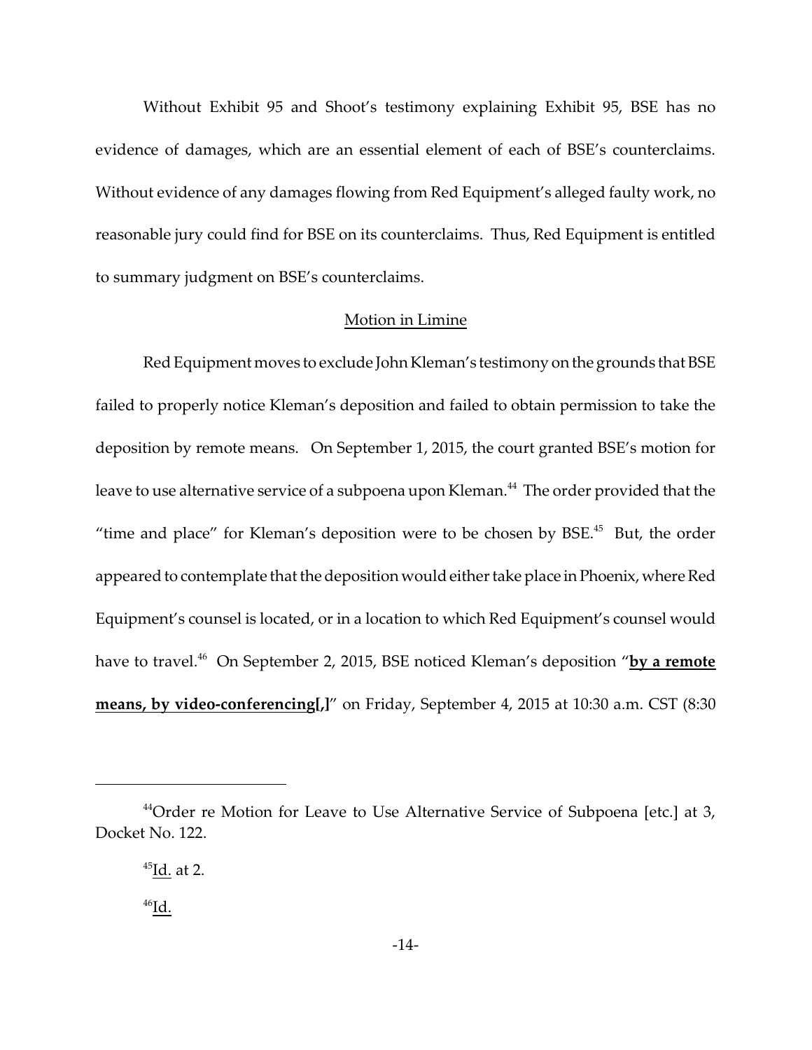Without Exhibit 95 and Shoot's testimony explaining Exhibit 95, BSE has no evidence of damages, which are an essential element of each of BSE's counterclaims. Without evidence of any damages flowing from Red Equipment's alleged faulty work, no reasonable jury could find for BSE on its counterclaims. Thus, Red Equipment is entitled to summary judgment on BSE's counterclaims.

## Motion in Limine

Red Equipment moves to exclude John Kleman's testimony on the grounds that BSE failed to properly notice Kleman's deposition and failed to obtain permission to take the deposition by remote means. On September 1, 2015, the court granted BSE's motion for leave to use alternative service of a subpoena upon Kleman.[44] The order provided that the "time and place" for Kleman's deposition were to be chosen by BSE.[45] But, the order appeared to contemplate that the deposition would either take place in Phoenix, where Red Equipment's counsel is located, or in a location to which Red Equipment's counsel would have to travel.[46] On September 2, 2015, BSE noticed Kleman's deposition "**by a remote means, by video-conferencing[,]**" on Friday, September 4, 2015 at 10:30 a.m. CST (8:30

---

[44]Order re Motion for Leave to Use Alternative Service of Subpoena [etc.] at 3, Docket No. 122.

[45]Id. at 2.

[46]Id.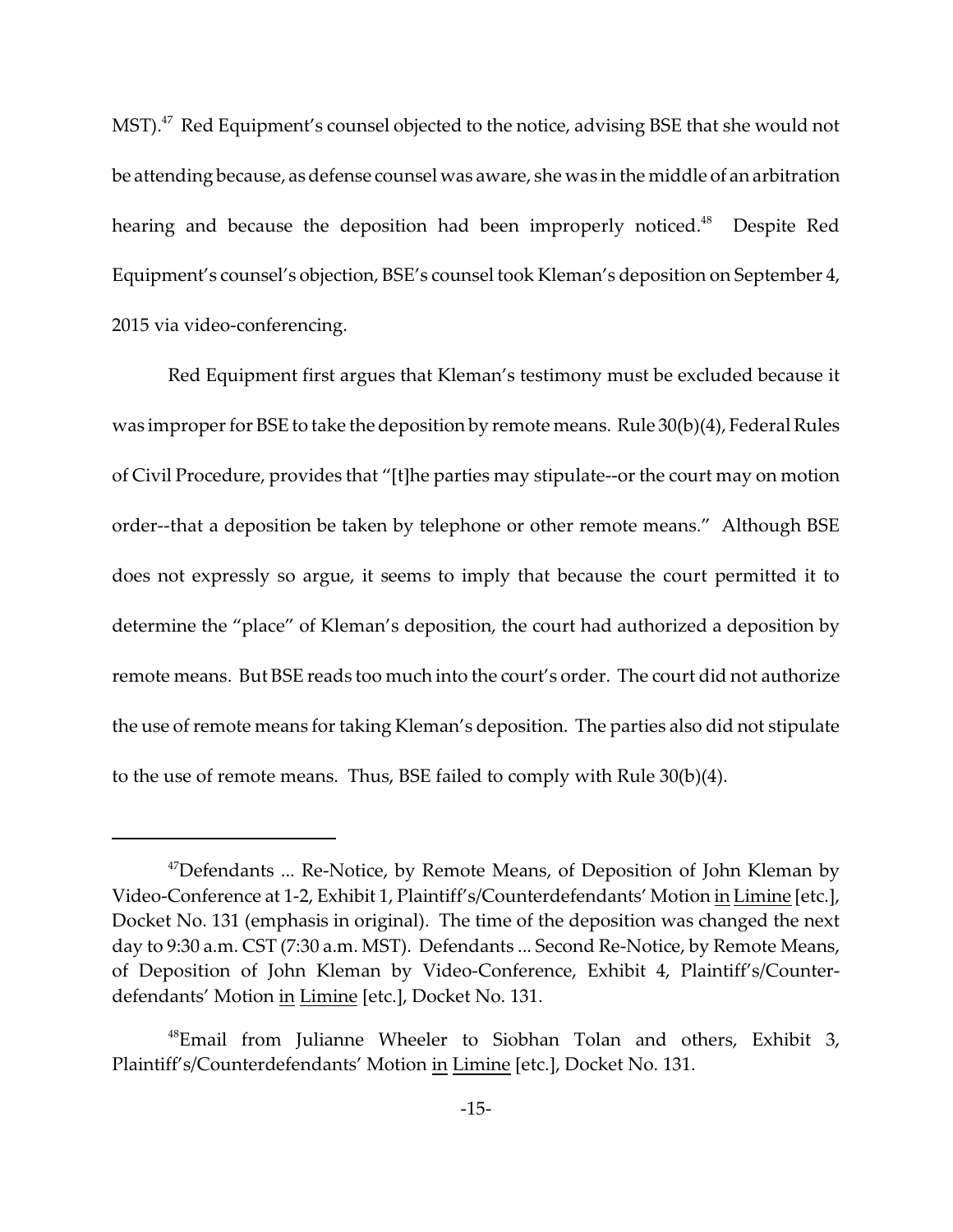MST).[47] Red Equipment's counsel objected to the notice, advising BSE that she would not be attending because, as defense counsel was aware, she was in the middle of an arbitration hearing and because the deposition had been improperly noticed.[48] Despite Red Equipment's counsel's objection, BSE's counsel took Kleman's deposition on September 4, 2015 via video-conferencing.

Red Equipment first argues that Kleman's testimony must be excluded because it was improper for BSE to take the deposition by remote means. Rule 30(b)(4), Federal Rules of Civil Procedure, provides that "[t]he parties may stipulate--or the court may on motion order--that a deposition be taken by telephone or other remote means." Although BSE does not expressly so argue, it seems to imply that because the court permitted it to determine the "place" of Kleman's deposition, the court had authorized a deposition by remote means. But BSE reads too much into the court's order. The court did not authorize the use of remote means for taking Kleman's deposition. The parties also did not stipulate to the use of remote means. Thus, BSE failed to comply with Rule 30(b)(4).

---

[47] Defendants ... Re-Notice, by Remote Means, of Deposition of John Kleman by Video-Conference at 1-2, Exhibit 1, Plaintiff's/Counterdefendants' Motion in Limine [etc.], Docket No. 131 (emphasis in original). The time of the deposition was changed the next day to 9:30 a.m. CST (7:30 a.m. MST). Defendants ... Second Re-Notice, by Remote Means, of Deposition of John Kleman by Video-Conference, Exhibit 4, Plaintiff's/Counterdefendants' Motion in Limine [etc.], Docket No. 131.

[48] Email from Julianne Wheeler to Siobhan Tolan and others, Exhibit 3, Plaintiff's/Counterdefendants' Motion in Limine [etc.], Docket No. 131.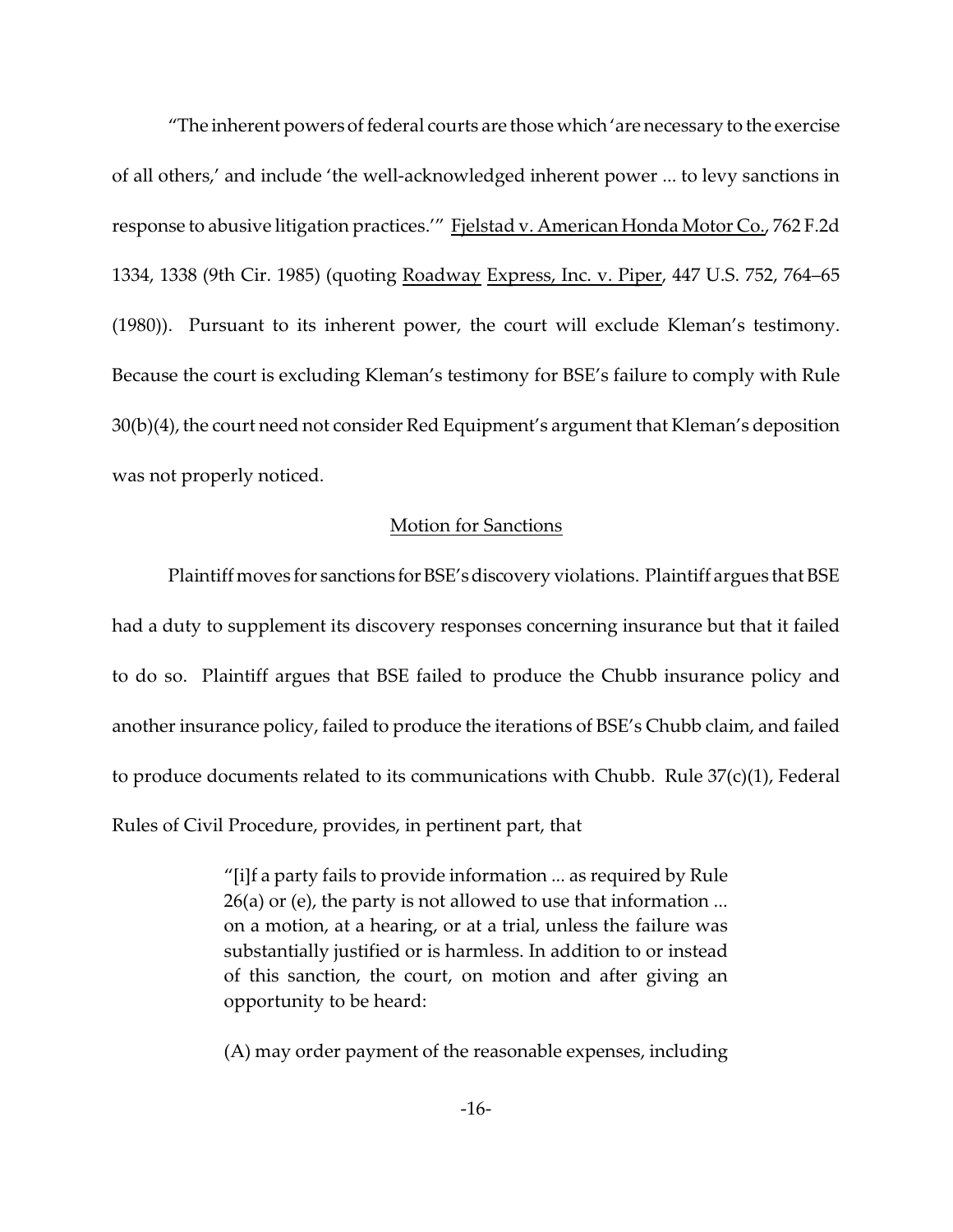"The inherent powers of federal courts are those which 'are necessary to the exercise of all others,' and include 'the well-acknowledged inherent power ... to levy sanctions in response to abusive litigation practices.'" Fjelstad v. American Honda Motor Co., 762 F.2d 1334, 1338 (9th Cir. 1985) (quoting Roadway Express, Inc. v. Piper, 447 U.S. 752, 764–65 (1980)). Pursuant to its inherent power, the court will exclude Kleman's testimony. Because the court is excluding Kleman's testimony for BSE's failure to comply with Rule 30(b)(4), the court need not consider Red Equipment's argument that Kleman's deposition was not properly noticed.

## Motion for Sanctions

Plaintiff moves for sanctions for BSE's discovery violations. Plaintiff argues that BSE had a duty to supplement its discovery responses concerning insurance but that it failed to do so. Plaintiff argues that BSE failed to produce the Chubb insurance policy and another insurance policy, failed to produce the iterations of BSE's Chubb claim, and failed to produce documents related to its communications with Chubb. Rule 37(c)(1), Federal Rules of Civil Procedure, provides, in pertinent part, that

> "[i]f a party fails to provide information ... as required by Rule 26(a) or (e), the party is not allowed to use that information ... on a motion, at a hearing, or at a trial, unless the failure was substantially justified or is harmless. In addition to or instead of this sanction, the court, on motion and after giving an opportunity to be heard:
>
> (A) may order payment of the reasonable expenses, including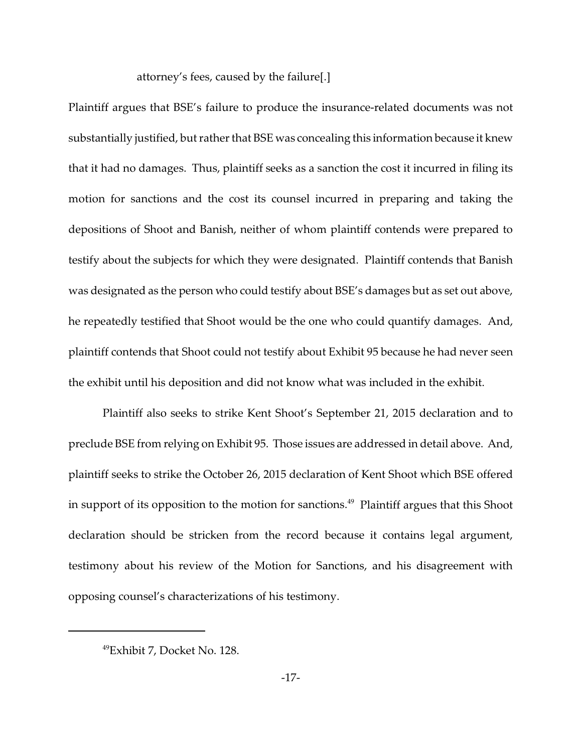attorney's fees, caused by the failure[.]

Plaintiff argues that BSE's failure to produce the insurance-related documents was not substantially justified, but rather that BSE was concealing this information because it knew that it had no damages. Thus, plaintiff seeks as a sanction the cost it incurred in filing its motion for sanctions and the cost its counsel incurred in preparing and taking the depositions of Shoot and Banish, neither of whom plaintiff contends were prepared to testify about the subjects for which they were designated. Plaintiff contends that Banish was designated as the person who could testify about BSE's damages but as set out above, he repeatedly testified that Shoot would be the one who could quantify damages. And, plaintiff contends that Shoot could not testify about Exhibit 95 because he had never seen the exhibit until his deposition and did not know what was included in the exhibit.

Plaintiff also seeks to strike Kent Shoot's September 21, 2015 declaration and to preclude BSE from relying on Exhibit 95. Those issues are addressed in detail above. And, plaintiff seeks to strike the October 26, 2015 declaration of Kent Shoot which BSE offered in support of its opposition to the motion for sanctions.[49] Plaintiff argues that this Shoot declaration should be stricken from the record because it contains legal argument, testimony about his review of the Motion for Sanctions, and his disagreement with opposing counsel's characterizations of his testimony.

---

[49] Exhibit 7, Docket No. 128.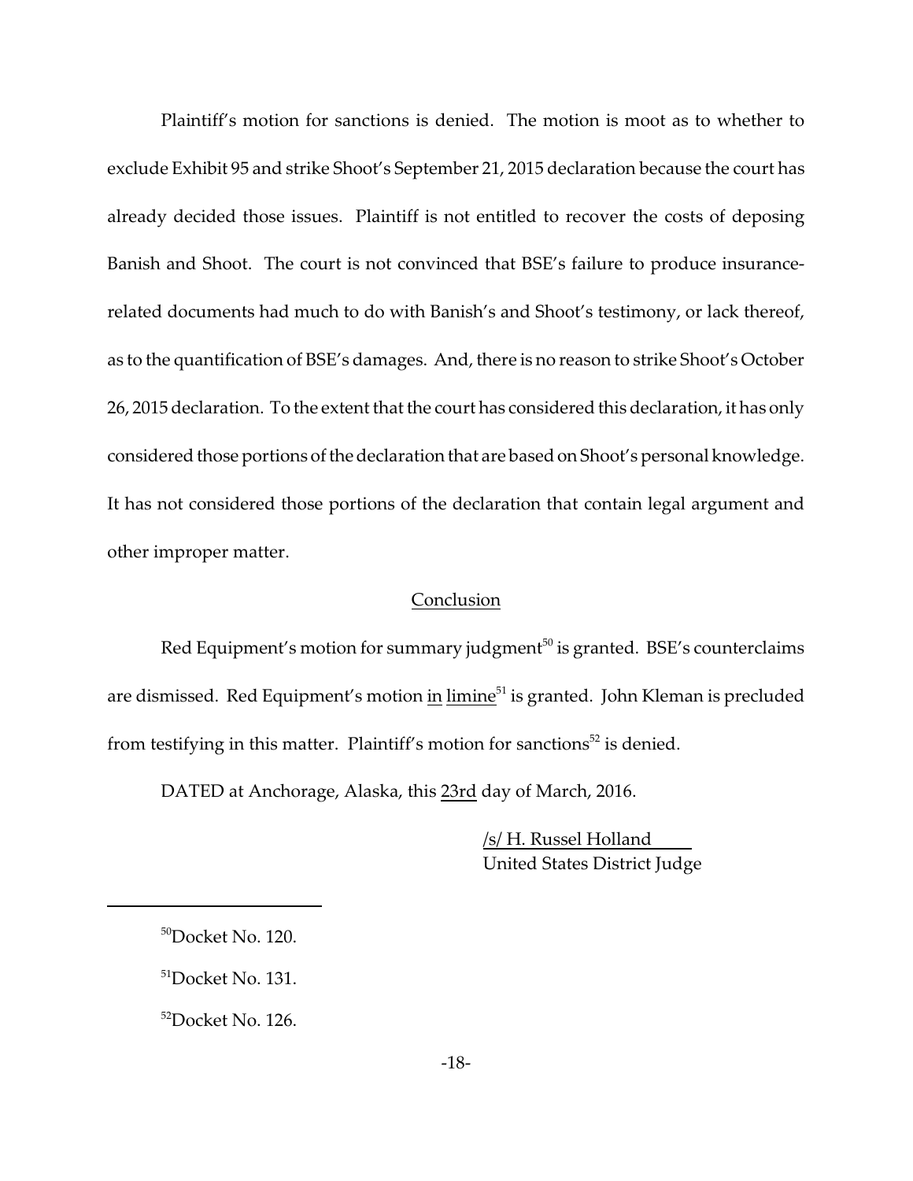Plaintiff's motion for sanctions is denied. The motion is moot as to whether to exclude Exhibit 95 and strike Shoot's September 21, 2015 declaration because the court has already decided those issues. Plaintiff is not entitled to recover the costs of deposing Banish and Shoot. The court is not convinced that BSE's failure to produce insurance-related documents had much to do with Banish's and Shoot's testimony, or lack thereof, as to the quantification of BSE's damages. And, there is no reason to strike Shoot's October 26, 2015 declaration. To the extent that the court has considered this declaration, it has only considered those portions of the declaration that are based on Shoot's personal knowledge. It has not considered those portions of the declaration that contain legal argument and other improper matter.

## Conclusion

Red Equipment's motion for summary judgment[50] is granted. BSE's counterclaims are dismissed. Red Equipment's motion in limine[51] is granted. John Kleman is precluded from testifying in this matter. Plaintiff's motion for sanctions[52] is denied.

DATED at Anchorage, Alaska, this 23rd day of March, 2016.

/s/ H. Russel Holland
United States District Judge

---

[50] Docket No. 120.

[51] Docket No. 131.

[52] Docket No. 126.